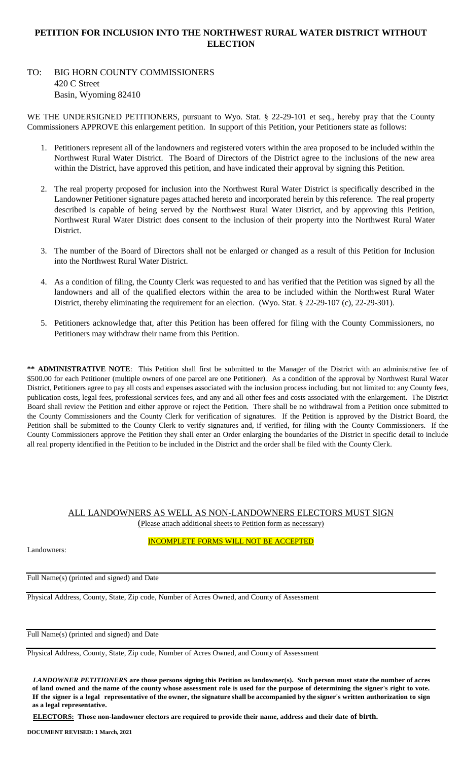# PETITION FOR INCLUSION INTO THE NORTHWEST RURAL WATER DISTRICT WITHOUT ELECTION

TO: BIG HORN COUNTY COMMISSIONERS
420 C Street
Basin, Wyoming 82410

WE THE UNDERSIGNED PETITIONERS, pursuant to Wyo. Stat. § 22-29-101 et seq., hereby pray that the County Commissioners APPROVE this enlargement petition. In support of this Petition, your Petitioners state as follows:

1. Petitioners represent all of the landowners and registered voters within the area proposed to be included within the Northwest Rural Water District. The Board of Directors of the District agree to the inclusions of the new area within the District, have approved this petition, and have indicated their approval by signing this Petition.

2. The real property proposed for inclusion into the Northwest Rural Water District is specifically described in the Landowner Petitioner signature pages attached hereto and incorporated herein by this reference. The real property described is capable of being served by the Northwest Rural Water District, and by approving this Petition, Northwest Rural Water District does consent to the inclusion of their property into the Northwest Rural Water District.

3. The number of the Board of Directors shall not be enlarged or changed as a result of this Petition for Inclusion into the Northwest Rural Water District.

4. As a condition of filing, the County Clerk was requested to and has verified that the Petition was signed by all the landowners and all of the qualified electors within the area to be included within the Northwest Rural Water District, thereby eliminating the requirement for an election. (Wyo. Stat. § 22-29-107 (c), 22-29-301).

5. Petitioners acknowledge that, after this Petition has been offered for filing with the County Commissioners, no Petitioners may withdraw their name from this Petition.

**\*\* ADMINISTRATIVE NOTE**: This Petition shall first be submitted to the Manager of the District with an administrative fee of $500.00 for each Petitioner (multiple owners of one parcel are one Petitioner). As a condition of the approval by Northwest Rural Water District, Petitioners agree to pay all costs and expenses associated with the inclusion process including, but not limited to: any County fees, publication costs, legal fees, professional services fees, and any and all other fees and costs associated with the enlargement. The District Board shall review the Petition and either approve or reject the Petition. There shall be no withdrawal from a Petition once submitted to the County Commissioners and the County Clerk for verification of signatures. If the Petition is approved by the District Board, the Petition shall be submitted to the County Clerk to verify signatures and, if verified, for filing with the County Commissioners. If the County Commissioners approve the Petition they shall enter an Order enlarging the boundaries of the District in specific detail to include all real property identified in the Petition to be included in the District and the order shall be filed with the County Clerk.

ALL LANDOWNERS AS WELL AS NON-LANDOWNERS ELECTORS MUST SIGN
(Please attach additional sheets to Petition form as necessary)

INCOMPLETE FORMS WILL NOT BE ACCEPTED

Landowners:

___________________________________________
Full Name(s) (printed and signed) and Date

___________________________________________
Physical Address, County, State, Zip code, Number of Acres Owned, and County of Assessment

___________________________________________
Full Name(s) (printed and signed) and Date

___________________________________________
Physical Address, County, State, Zip code, Number of Acres Owned, and County of Assessment

***LANDOWNER PETITIONERS*** **are those persons signing this Petition as landowner(s). Such person must state the number of acres of land owned and the name of the county whose assessment role is used for the purpose of determining the signer's right to vote. If the signer is a legal representative of the owner, the signature shall be accompanied by the signer's written authorization to sign as a legal representative.**

**ELECTORS: Those non-landowner electors are required to provide their name, address and their date of birth.**

**DOCUMENT REVISED: 1 March, 2021**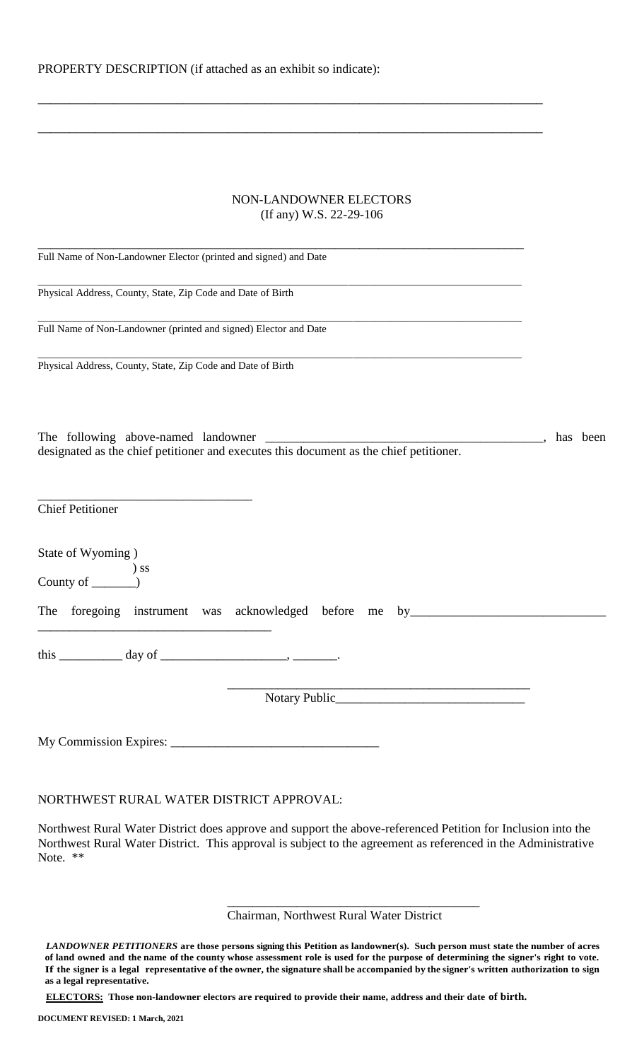PROPERTY DESCRIPTION (if attached as an exhibit so indicate):

_______________________________________________________________________________

_______________________________________________________________________________

NON-LANDOWNER ELECTORS
(If any) W.S. 22-29-106

_______________________________________________________________________________
Full Name of Non-Landowner Elector (printed and signed) and Date

_______________________________________________________________________________
Physical Address, County, State, Zip Code and Date of Birth

_______________________________________________________________________________
Full Name of Non-Landowner (printed and signed) Elector and Date

_______________________________________________________________________________
Physical Address, County, State, Zip Code and Date of Birth

The following above-named landowner _____________________________________________, has been designated as the chief petitioner and executes this document as the chief petitioner.

__________________________________
Chief Petitioner

State of Wyoming )
) ss
County of _______)

The foregoing instrument was acknowledged before me by_______________________________ _____________________________________

this __________ day of ____________________, _______.

_________________________________________________
Notary Public______________________________

My Commission Expires: ________________________________

NORTHWEST RURAL WATER DISTRICT APPROVAL:

Northwest Rural Water District does approve and support the above-referenced Petition for Inclusion into the Northwest Rural Water District. This approval is subject to the agreement as referenced in the Administrative Note. **

_________________________________________
Chairman, Northwest Rural Water District

***LANDOWNER PETITIONERS*** **are those persons signing this Petition as landowner(s). Such person must state the number of acres of land owned and the name of the county whose assessment role is used for the purpose of determining the signer's right to vote. If the signer is a legal representative of the owner, the signature shall be accompanied by the signer's written authorization to sign as a legal representative.**

**ELECTORS: Those non-landowner electors are required to provide their name, address and their date of birth.**

**DOCUMENT REVISED: 1 March, 2021**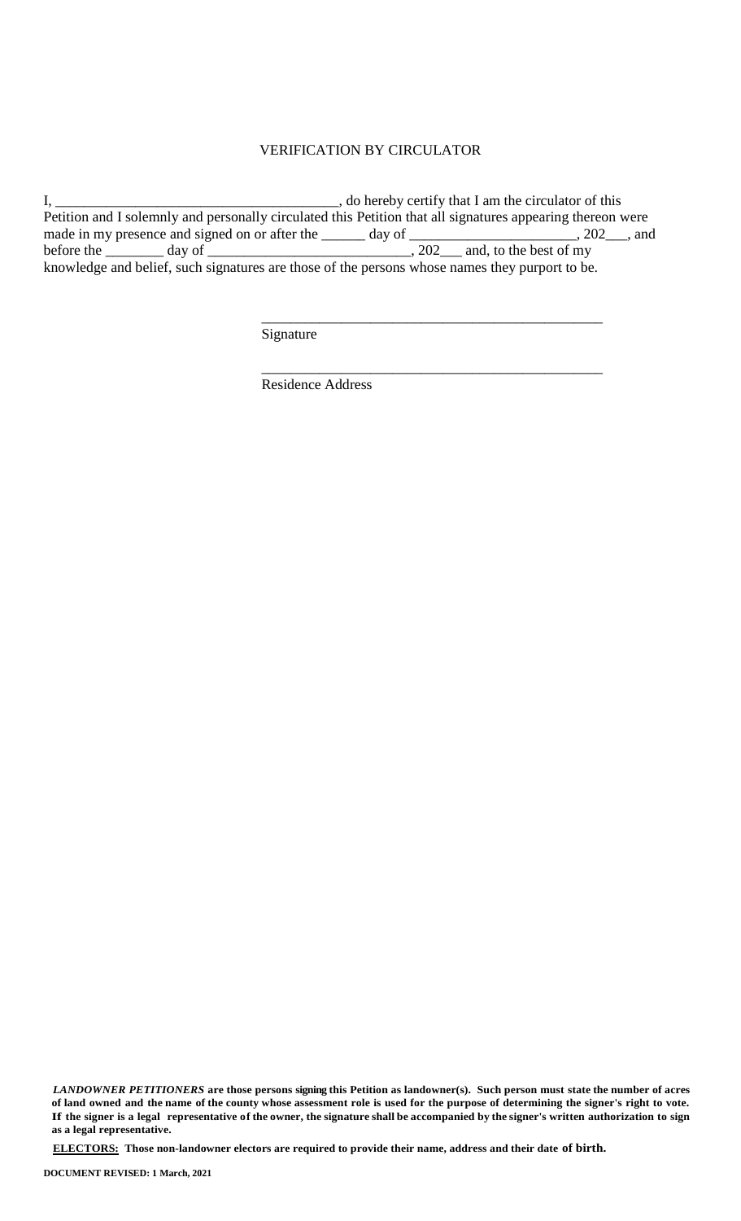# VERIFICATION BY CIRCULATOR

I, ________________________________________, do hereby certify that I am the circulator of this Petition and I solemnly and personally circulated this Petition that all signatures appearing thereon were made in my presence and signed on or after the ______ day of _______________________, 202___, and before the ________ day of ____________________________, 202___ and, to the best of my knowledge and belief, such signatures are those of the persons whose names they purport to be.

_________________________________________________
Signature

_________________________________________________
Residence Address

***LANDOWNER PETITIONERS*** **are those persons signing this Petition as landowner(s). Such person must state the number of acres of land owned and the name of the county whose assessment role is used for the purpose of determining the signer's right to vote. If the signer is a legal representative of the owner, the signature shall be accompanied by the signer's written authorization to sign as a legal representative.**

**ELECTORS: Those non-landowner electors are required to provide their name, address and their date of birth.**

**DOCUMENT REVISED: 1 March, 2021**